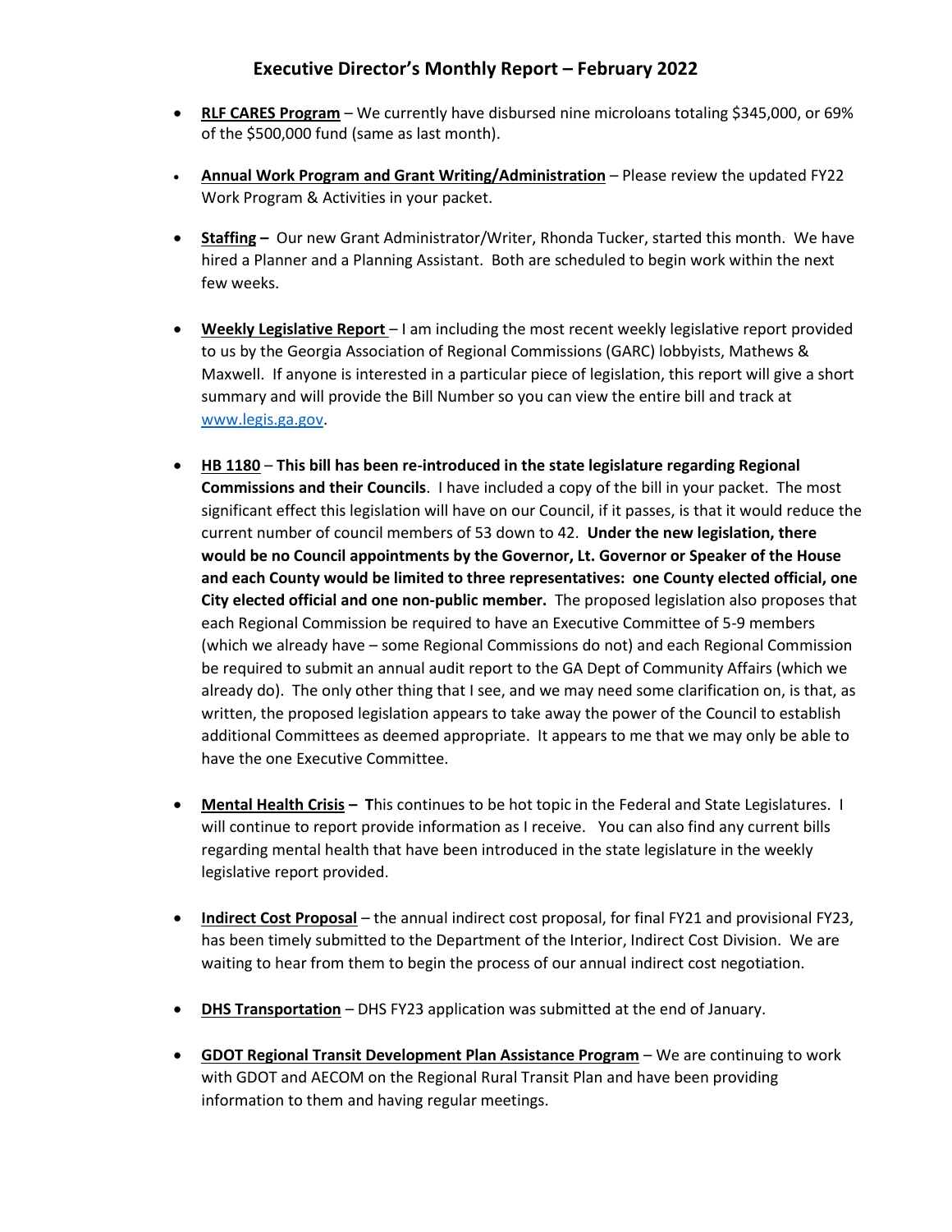# Executive Director's Monthly Report – February 2022

- **RLF CARES Program** – We currently have disbursed nine microloans totaling $345,000, or 69% of the $500,000 fund (same as last month).

- **Annual Work Program and Grant Writing/Administration** – Please review the updated FY22 Work Program & Activities in your packet.

- **Staffing –** Our new Grant Administrator/Writer, Rhonda Tucker, started this month. We have hired a Planner and a Planning Assistant. Both are scheduled to begin work within the next few weeks.

- **Weekly Legislative Report** – I am including the most recent weekly legislative report provided to us by the Georgia Association of Regional Commissions (GARC) lobbyists, Mathews & Maxwell. If anyone is interested in a particular piece of legislation, this report will give a short summary and will provide the Bill Number so you can view the entire bill and track at www.legis.ga.gov.

- **HB 1180** – **This bill has been re-introduced in the state legislature regarding Regional Commissions and their Councils**. I have included a copy of the bill in your packet. The most significant effect this legislation will have on our Council, if it passes, is that it would reduce the current number of council members of 53 down to 42. **Under the new legislation, there would be no Council appointments by the Governor, Lt. Governor or Speaker of the House and each County would be limited to three representatives: one County elected official, one City elected official and one non-public member.** The proposed legislation also proposes that each Regional Commission be required to have an Executive Committee of 5-9 members (which we already have – some Regional Commissions do not) and each Regional Commission be required to submit an annual audit report to the GA Dept of Community Affairs (which we already do). The only other thing that I see, and we may need some clarification on, is that, as written, the proposed legislation appears to take away the power of the Council to establish additional Committees as deemed appropriate. It appears to me that we may only be able to have the one Executive Committee.

- **Mental Health Crisis – T**his continues to be hot topic in the Federal and State Legislatures. I will continue to report provide information as I receive. You can also find any current bills regarding mental health that have been introduced in the state legislature in the weekly legislative report provided.

- **Indirect Cost Proposal** – the annual indirect cost proposal, for final FY21 and provisional FY23, has been timely submitted to the Department of the Interior, Indirect Cost Division. We are waiting to hear from them to begin the process of our annual indirect cost negotiation.

- **DHS Transportation** – DHS FY23 application was submitted at the end of January.

- **GDOT Regional Transit Development Plan Assistance Program** – We are continuing to work with GDOT and AECOM on the Regional Rural Transit Plan and have been providing information to them and having regular meetings.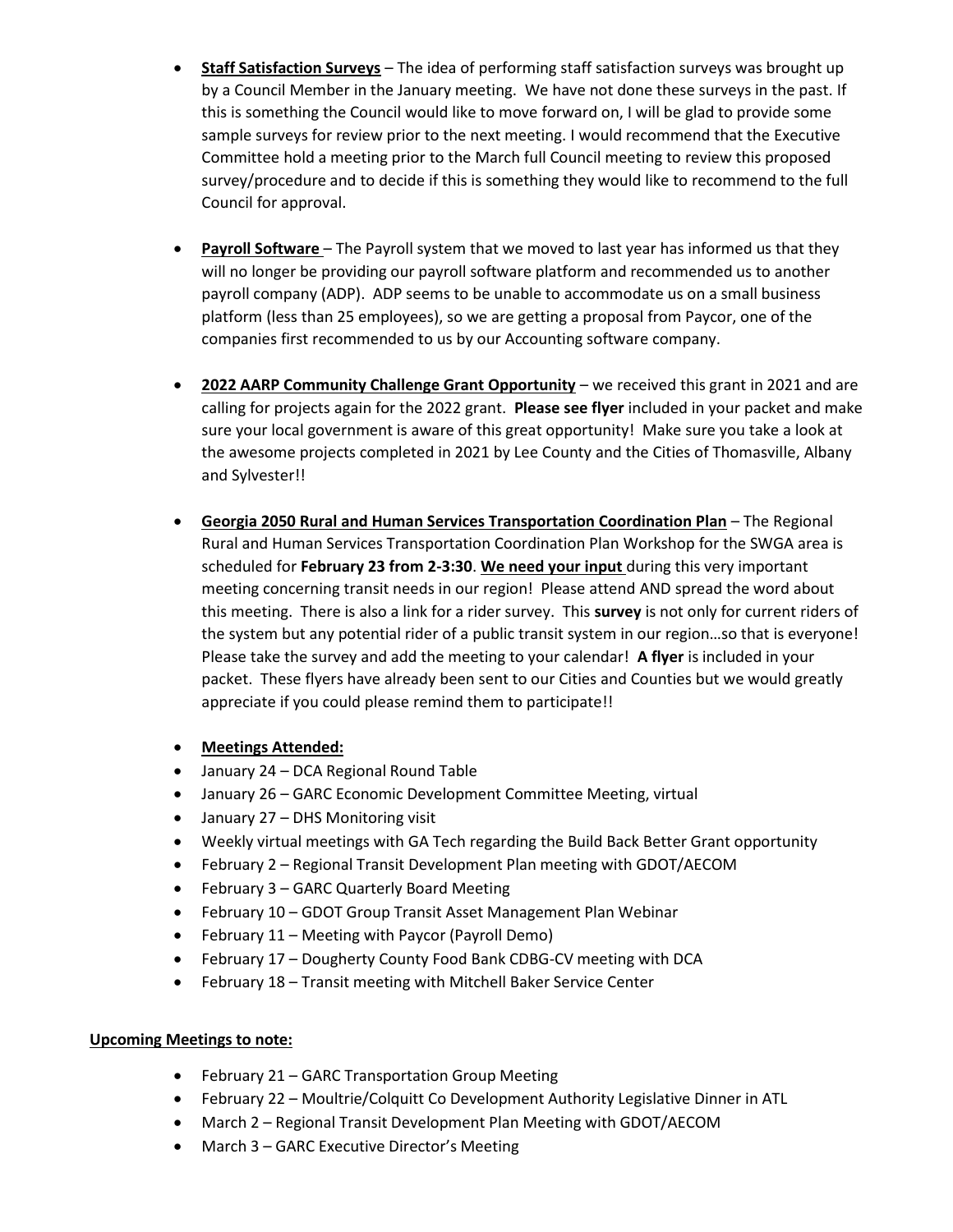- **Staff Satisfaction Surveys** – The idea of performing staff satisfaction surveys was brought up by a Council Member in the January meeting. We have not done these surveys in the past. If this is something the Council would like to move forward on, I will be glad to provide some sample surveys for review prior to the next meeting. I would recommend that the Executive Committee hold a meeting prior to the March full Council meeting to review this proposed survey/procedure and to decide if this is something they would like to recommend to the full Council for approval.

- **Payroll Software** – The Payroll system that we moved to last year has informed us that they will no longer be providing our payroll software platform and recommended us to another payroll company (ADP). ADP seems to be unable to accommodate us on a small business platform (less than 25 employees), so we are getting a proposal from Paycor, one of the companies first recommended to us by our Accounting software company.

- **2022 AARP Community Challenge Grant Opportunity** – we received this grant in 2021 and are calling for projects again for the 2022 grant. **Please see flyer** included in your packet and make sure your local government is aware of this great opportunity! Make sure you take a look at the awesome projects completed in 2021 by Lee County and the Cities of Thomasville, Albany and Sylvester!!

- **Georgia 2050 Rural and Human Services Transportation Coordination Plan** – The Regional Rural and Human Services Transportation Coordination Plan Workshop for the SWGA area is scheduled for **February 23 from 2-3:30**. **We need your input** during this very important meeting concerning transit needs in our region! Please attend AND spread the word about this meeting. There is also a link for a rider survey. This **survey** is not only for current riders of the system but any potential rider of a public transit system in our region…so that is everyone! Please take the survey and add the meeting to your calendar! **A flyer** is included in your packet. These flyers have already been sent to our Cities and Counties but we would greatly appreciate if you could please remind them to participate!!

- **Meetings Attended:**
- January 24 – DCA Regional Round Table
- January 26 – GARC Economic Development Committee Meeting, virtual
- January 27 – DHS Monitoring visit
- Weekly virtual meetings with GA Tech regarding the Build Back Better Grant opportunity
- February 2 – Regional Transit Development Plan meeting with GDOT/AECOM
- February 3 – GARC Quarterly Board Meeting
- February 10 – GDOT Group Transit Asset Management Plan Webinar
- February 11 – Meeting with Paycor (Payroll Demo)
- February 17 – Dougherty County Food Bank CDBG-CV meeting with DCA
- February 18 – Transit meeting with Mitchell Baker Service Center

**Upcoming Meetings to note:**

- February 21 – GARC Transportation Group Meeting
- February 22 – Moultrie/Colquitt Co Development Authority Legislative Dinner in ATL
- March 2 – Regional Transit Development Plan Meeting with GDOT/AECOM
- March 3 – GARC Executive Director's Meeting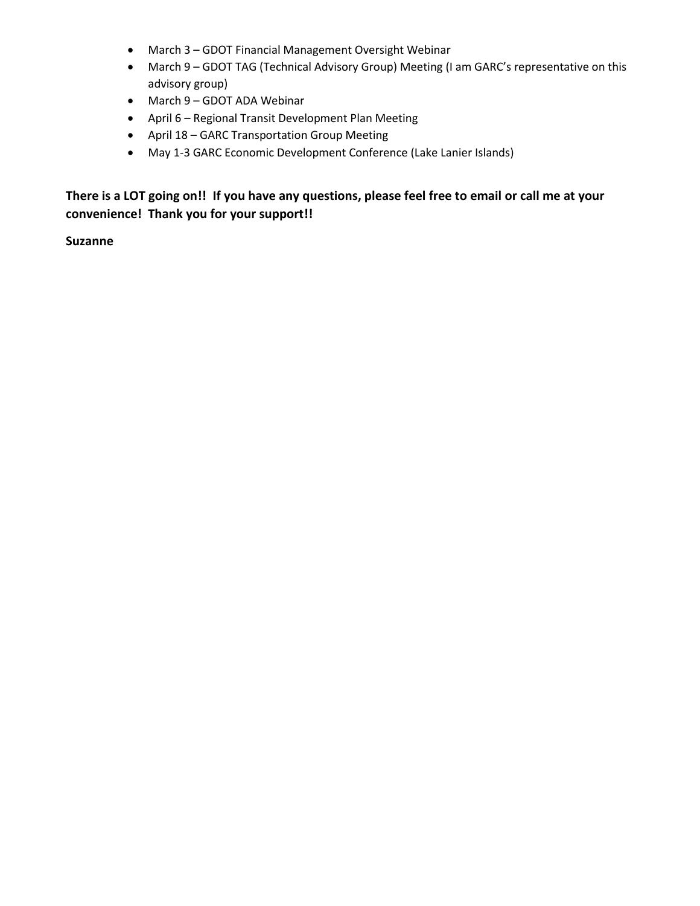- March 3 – GDOT Financial Management Oversight Webinar
- March 9 – GDOT TAG (Technical Advisory Group) Meeting (I am GARC's representative on this advisory group)
- March 9 – GDOT ADA Webinar
- April 6 – Regional Transit Development Plan Meeting
- April 18 – GARC Transportation Group Meeting
- May 1-3 GARC Economic Development Conference (Lake Lanier Islands)

**There is a LOT going on!! If you have any questions, please feel free to email or call me at your convenience! Thank you for your support!!**

**Suzanne**